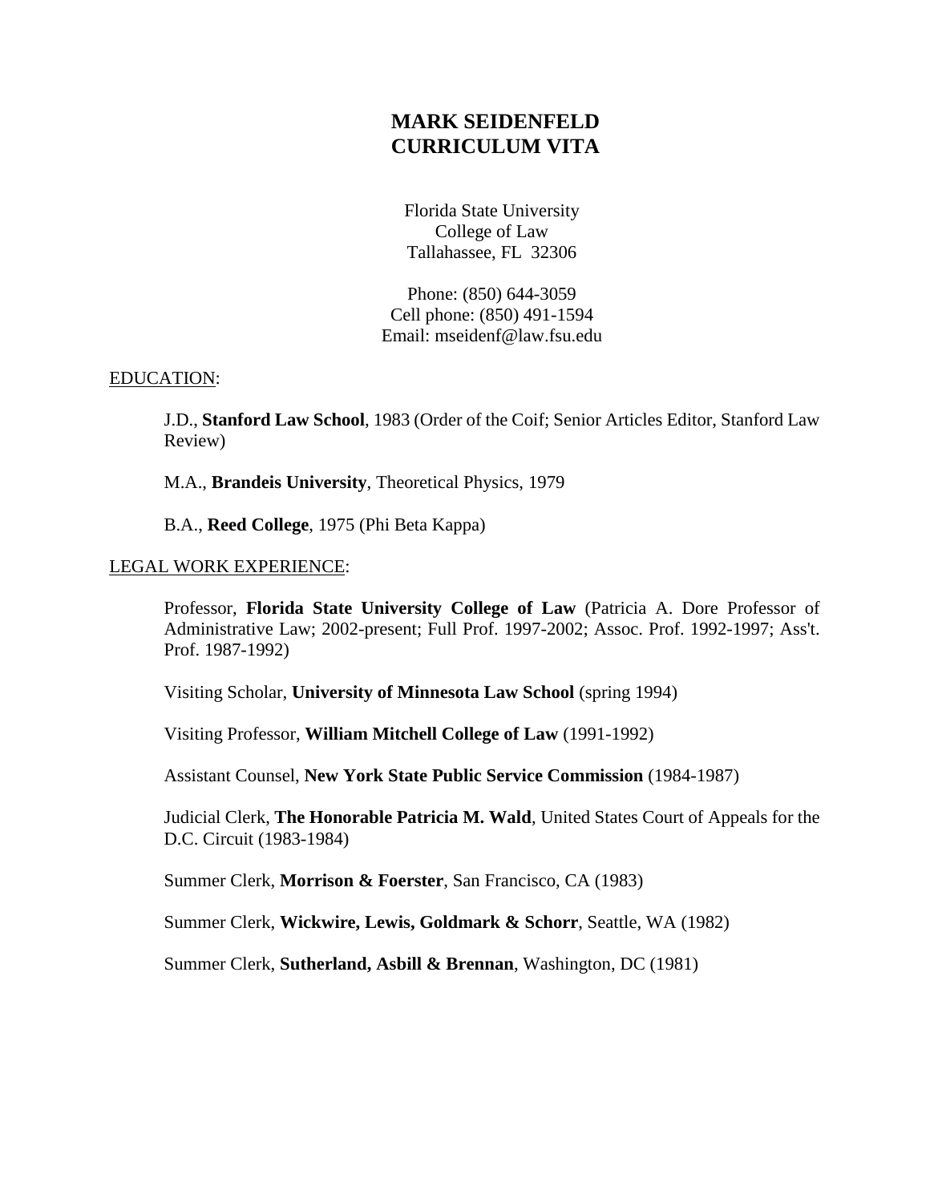# MARK SEIDENFELD
# CURRICULUM VITA

Florida State University
College of Law
Tallahassee, FL 32306

Phone: (850) 644-3059
Cell phone: (850) 491-1594
Email: mseidenf@law.fsu.edu

## EDUCATION:

J.D., **Stanford Law School**, 1983 (Order of the Coif; Senior Articles Editor, Stanford Law Review)

M.A., **Brandeis University**, Theoretical Physics, 1979

B.A., **Reed College**, 1975 (Phi Beta Kappa)

## LEGAL WORK EXPERIENCE:

Professor, **Florida State University College of Law** (Patricia A. Dore Professor of Administrative Law; 2002-present; Full Prof. 1997-2002; Assoc. Prof. 1992-1997; Ass't. Prof. 1987-1992)

Visiting Scholar, **University of Minnesota Law School** (spring 1994)

Visiting Professor, **William Mitchell College of Law** (1991-1992)

Assistant Counsel, **New York State Public Service Commission** (1984-1987)

Judicial Clerk, **The Honorable Patricia M. Wald**, United States Court of Appeals for the D.C. Circuit (1983-1984)

Summer Clerk, **Morrison & Foerster**, San Francisco, CA (1983)

Summer Clerk, **Wickwire, Lewis, Goldmark & Schorr**, Seattle, WA (1982)

Summer Clerk, **Sutherland, Asbill & Brennan**, Washington, DC (1981)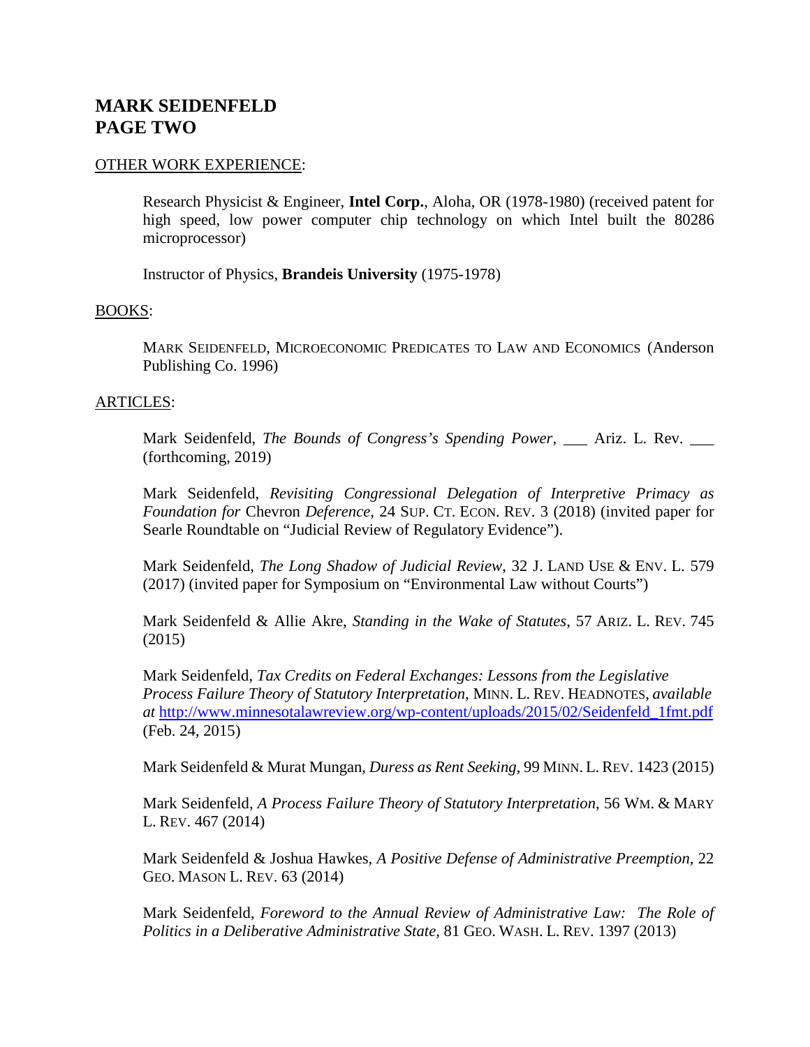# MARK SEIDENFELD
# PAGE TWO

OTHER WORK EXPERIENCE:

Research Physicist & Engineer, **Intel Corp.**, Aloha, OR (1978-1980) (received patent for high speed, low power computer chip technology on which Intel built the 80286 microprocessor)

Instructor of Physics, **Brandeis University** (1975-1978)

BOOKS:

MARK SEIDENFELD, MICROECONOMIC PREDICATES TO LAW AND ECONOMICS (Anderson Publishing Co. 1996)

ARTICLES:

Mark Seidenfeld, *The Bounds of Congress's Spending Power*, ___ Ariz. L. Rev. ___ (forthcoming, 2019)

Mark Seidenfeld, *Revisiting Congressional Delegation of Interpretive Primacy as Foundation for* Chevron *Deference*, 24 SUP. CT. ECON. REV. 3 (2018) (invited paper for Searle Roundtable on "Judicial Review of Regulatory Evidence").

Mark Seidenfeld, *The Long Shadow of Judicial Review*, 32 J. LAND USE & ENV. L. 579 (2017) (invited paper for Symposium on "Environmental Law without Courts")

Mark Seidenfeld & Allie Akre, *Standing in the Wake of Statutes*, 57 ARIZ. L. REV. 745 (2015)

Mark Seidenfeld, *Tax Credits on Federal Exchanges: Lessons from the Legislative Process Failure Theory of Statutory Interpretation*, MINN. L. REV. HEADNOTES, *available at* http://www.minnesotalawreview.org/wp-content/uploads/2015/02/Seidenfeld_1fmt.pdf (Feb. 24, 2015)

Mark Seidenfeld & Murat Mungan, *Duress as Rent Seeking*, 99 MINN. L. REV. 1423 (2015)

Mark Seidenfeld, *A Process Failure Theory of Statutory Interpretation*, 56 WM. & MARY L. REV. 467 (2014)

Mark Seidenfeld & Joshua Hawkes, *A Positive Defense of Administrative Preemption*, 22 GEO. MASON L. REV. 63 (2014)

Mark Seidenfeld, *Foreword to the Annual Review of Administrative Law: The Role of Politics in a Deliberative Administrative State*, 81 GEO. WASH. L. REV. 1397 (2013)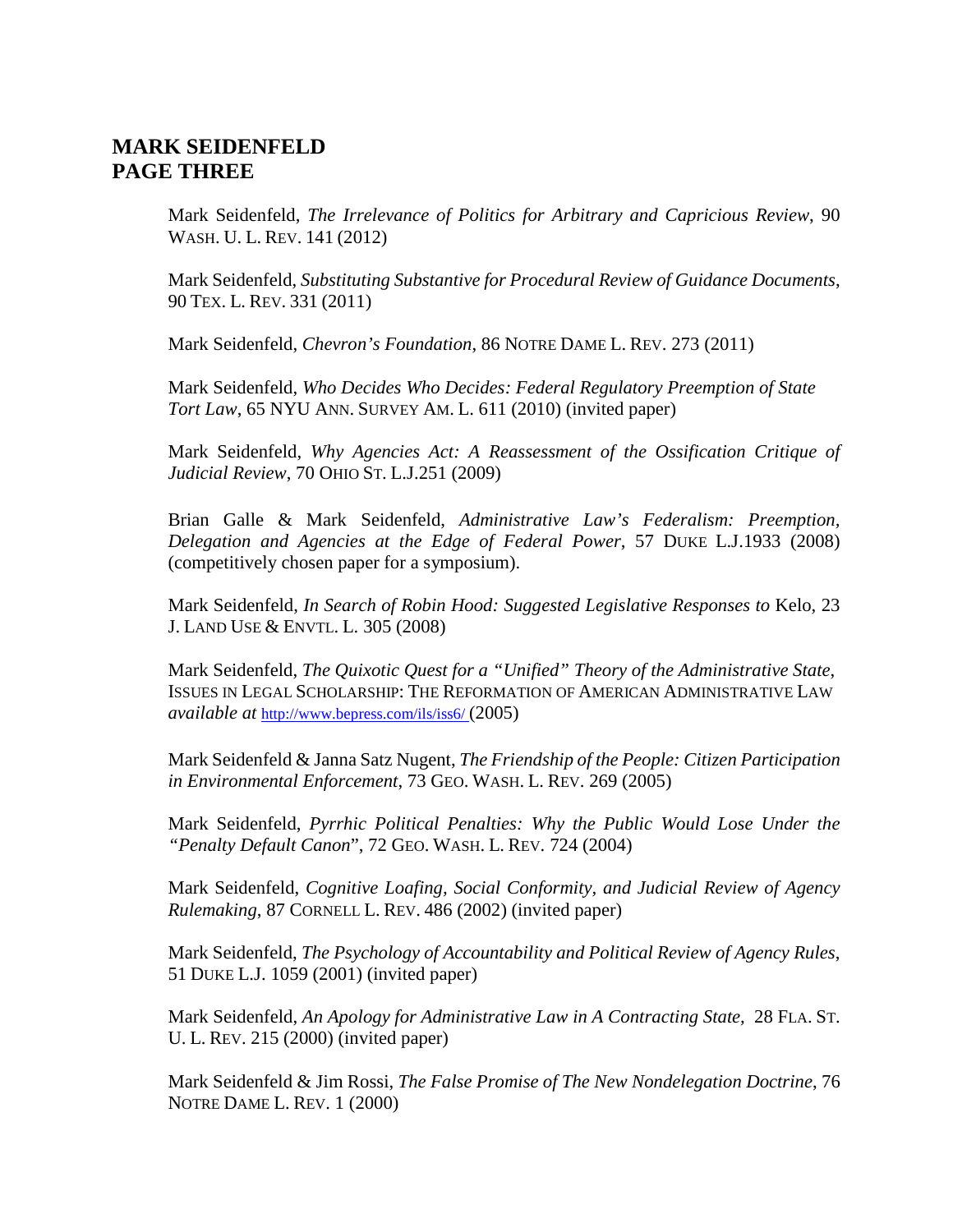Mark Seidenfeld, *The Irrelevance of Politics for Arbitrary and Capricious Review*, 90 WASH. U. L. REV. 141 (2012)

Mark Seidenfeld, *Substituting Substantive for Procedural Review of Guidance Documents*, 90 TEX. L. REV. 331 (2011)

Mark Seidenfeld, *Chevron's Foundation*, 86 NOTRE DAME L. REV. 273 (2011)

Mark Seidenfeld, *Who Decides Who Decides: Federal Regulatory Preemption of State Tort Law*, 65 NYU ANN. SURVEY AM. L. 611 (2010) (invited paper)

Mark Seidenfeld, *Why Agencies Act: A Reassessment of the Ossification Critique of Judicial Review*, 70 OHIO ST. L.J.251 (2009)

Brian Galle & Mark Seidenfeld, *Administrative Law's Federalism: Preemption, Delegation and Agencies at the Edge of Federal Power*, 57 DUKE L.J.1933 (2008) (competitively chosen paper for a symposium).

Mark Seidenfeld, *In Search of Robin Hood: Suggested Legislative Responses to* Kelo, 23 J. LAND USE & ENVTL. L. 305 (2008)

Mark Seidenfeld, *The Quixotic Quest for a "Unified" Theory of the Administrative State*, ISSUES IN LEGAL SCHOLARSHIP: THE REFORMATION OF AMERICAN ADMINISTRATIVE LAW *available at* http://www.bepress.com/ils/iss6/ (2005)

Mark Seidenfeld & Janna Satz Nugent, *The Friendship of the People: Citizen Participation in Environmental Enforcement*, 73 GEO. WASH. L. REV. 269 (2005)

Mark Seidenfeld, *Pyrrhic Political Penalties: Why the Public Would Lose Under the "Penalty Default Canon"*, 72 GEO. WASH. L. REV. 724 (2004)

Mark Seidenfeld, *Cognitive Loafing, Social Conformity, and Judicial Review of Agency Rulemaking*, 87 CORNELL L. REV. 486 (2002) (invited paper)

Mark Seidenfeld, *The Psychology of Accountability and Political Review of Agency Rules*, 51 DUKE L.J. 1059 (2001) (invited paper)

Mark Seidenfeld, *An Apology for Administrative Law in A Contracting State*, 28 FLA. ST. U. L. REV. 215 (2000) (invited paper)

Mark Seidenfeld & Jim Rossi, *The False Promise of The New Nondelegation Doctrine*, 76 NOTRE DAME L. REV. 1 (2000)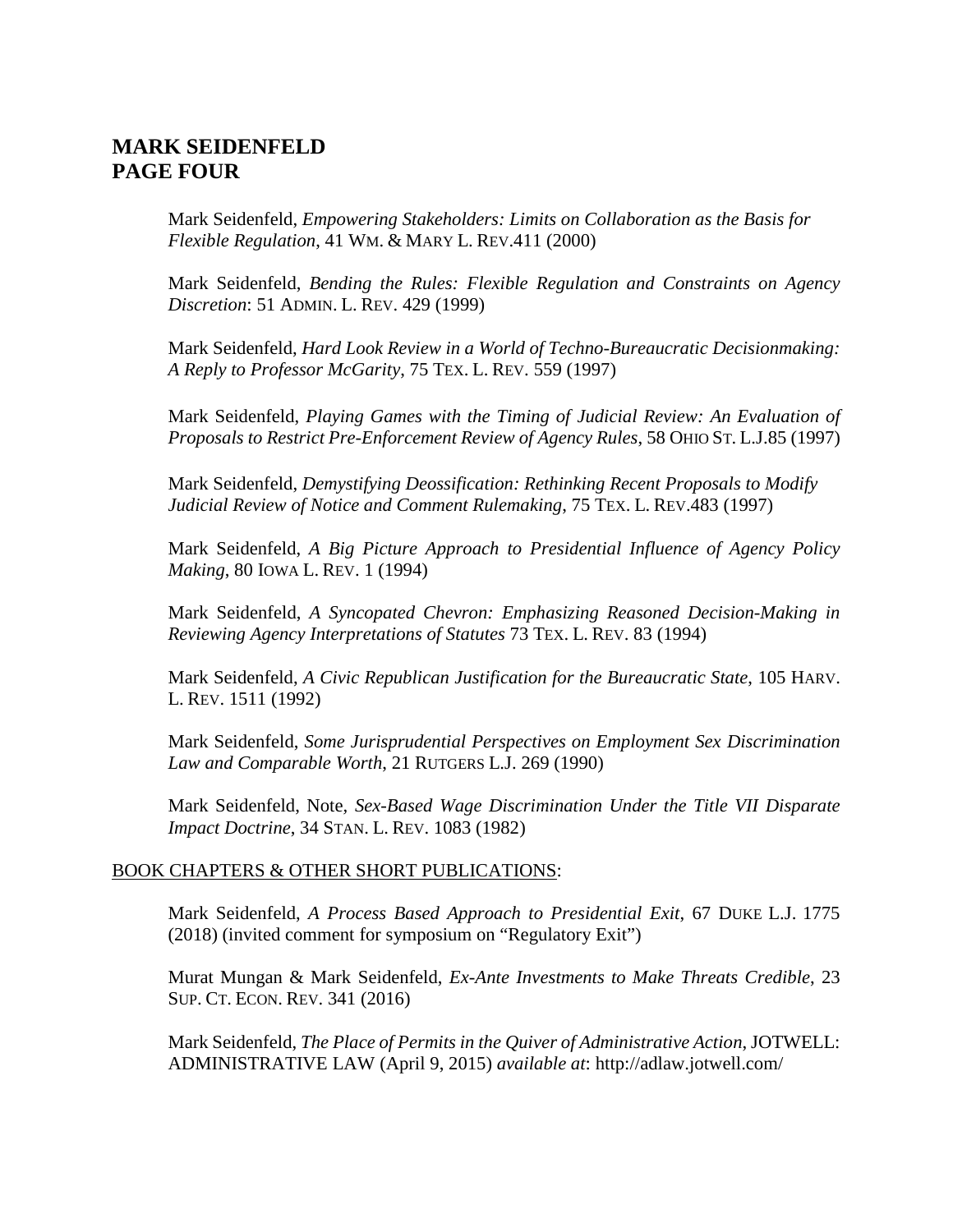Mark Seidenfeld, *Empowering Stakeholders: Limits on Collaboration as the Basis for Flexible Regulation*, 41 WM. & MARY L. REV.411 (2000)

Mark Seidenfeld, *Bending the Rules: Flexible Regulation and Constraints on Agency Discretion*: 51 ADMIN. L. REV. 429 (1999)

Mark Seidenfeld, *Hard Look Review in a World of Techno-Bureaucratic Decisionmaking: A Reply to Professor McGarity*, 75 TEX. L. REV. 559 (1997)

Mark Seidenfeld, *Playing Games with the Timing of Judicial Review: An Evaluation of Proposals to Restrict Pre-Enforcement Review of Agency Rules*, 58 OHIO ST. L.J.85 (1997)

Mark Seidenfeld, *Demystifying Deossification: Rethinking Recent Proposals to Modify Judicial Review of Notice and Comment Rulemaking*, 75 TEX. L. REV.483 (1997)

Mark Seidenfeld, *A Big Picture Approach to Presidential Influence of Agency Policy Making*, 80 IOWA L. REV. 1 (1994)

Mark Seidenfeld, *A Syncopated Chevron: Emphasizing Reasoned Decision-Making in Reviewing Agency Interpretations of Statutes* 73 TEX. L. REV. 83 (1994)

Mark Seidenfeld, *A Civic Republican Justification for the Bureaucratic State*, 105 HARV. L. REV. 1511 (1992)

Mark Seidenfeld, *Some Jurisprudential Perspectives on Employment Sex Discrimination Law and Comparable Worth*, 21 RUTGERS L.J. 269 (1990)

Mark Seidenfeld, Note, *Sex-Based Wage Discrimination Under the Title VII Disparate Impact Doctrine*, 34 STAN. L. REV. 1083 (1982)

BOOK CHAPTERS & OTHER SHORT PUBLICATIONS:

Mark Seidenfeld, *A Process Based Approach to Presidential Exit*, 67 DUKE L.J. 1775 (2018) (invited comment for symposium on "Regulatory Exit")

Murat Mungan & Mark Seidenfeld, *Ex-Ante Investments to Make Threats Credible*, 23 SUP. CT. ECON. REV. 341 (2016)

Mark Seidenfeld, *The Place of Permits in the Quiver of Administrative Action*, JOTWELL: ADMINISTRATIVE LAW (April 9, 2015) *available at*: http://adlaw.jotwell.com/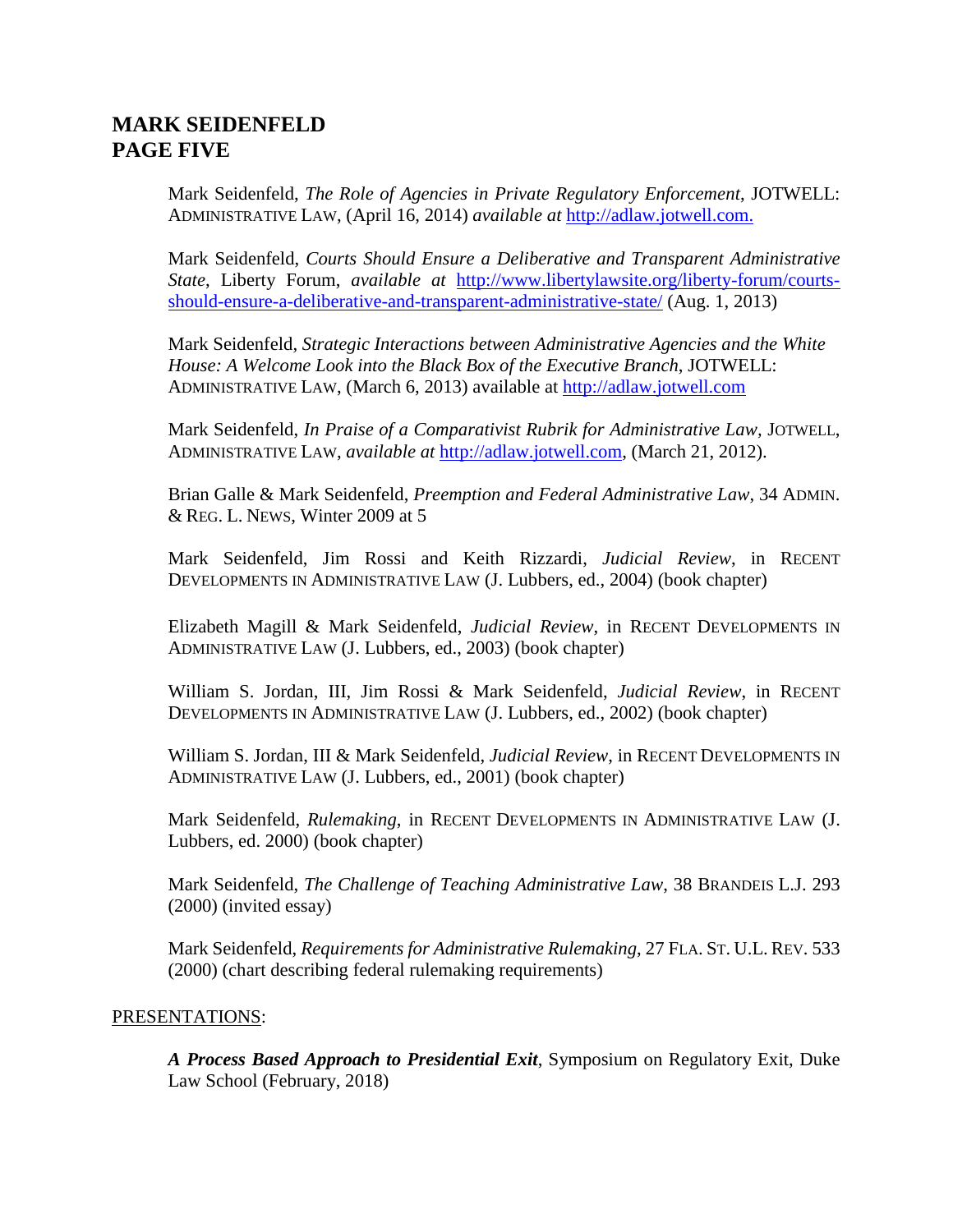Mark Seidenfeld, *The Role of Agencies in Private Regulatory Enforcement*, JOTWELL: ADMINISTRATIVE LAW, (April 16, 2014) *available at* http://adlaw.jotwell.com.

Mark Seidenfeld, *Courts Should Ensure a Deliberative and Transparent Administrative State*, Liberty Forum, *available at* http://www.libertylawsite.org/liberty-forum/courts-should-ensure-a-deliberative-and-transparent-administrative-state/ (Aug. 1, 2013)

Mark Seidenfeld, *Strategic Interactions between Administrative Agencies and the White House: A Welcome Look into the Black Box of the Executive Branch*, JOTWELL: ADMINISTRATIVE LAW, (March 6, 2013) available at http://adlaw.jotwell.com

Mark Seidenfeld, *In Praise of a Comparativist Rubrik for Administrative Law*, JOTWELL, ADMINISTRATIVE LAW, *available at* http://adlaw.jotwell.com, (March 21, 2012).

Brian Galle & Mark Seidenfeld, *Preemption and Federal Administrative Law*, 34 ADMIN. & REG. L. NEWS, Winter 2009 at 5

Mark Seidenfeld, Jim Rossi and Keith Rizzardi, *Judicial Review*, in RECENT DEVELOPMENTS IN ADMINISTRATIVE LAW (J. Lubbers, ed., 2004) (book chapter)

Elizabeth Magill & Mark Seidenfeld, *Judicial Review*, in RECENT DEVELOPMENTS IN ADMINISTRATIVE LAW (J. Lubbers, ed., 2003) (book chapter)

William S. Jordan, III, Jim Rossi & Mark Seidenfeld, *Judicial Review*, in RECENT DEVELOPMENTS IN ADMINISTRATIVE LAW (J. Lubbers, ed., 2002) (book chapter)

William S. Jordan, III & Mark Seidenfeld, *Judicial Review*, in RECENT DEVELOPMENTS IN ADMINISTRATIVE LAW (J. Lubbers, ed., 2001) (book chapter)

Mark Seidenfeld, *Rulemaking*, in RECENT DEVELOPMENTS IN ADMINISTRATIVE LAW (J. Lubbers, ed. 2000) (book chapter)

Mark Seidenfeld, *The Challenge of Teaching Administrative Law*, 38 BRANDEIS L.J. 293 (2000) (invited essay)

Mark Seidenfeld, *Requirements for Administrative Rulemaking*, 27 FLA. ST. U.L. REV. 533 (2000) (chart describing federal rulemaking requirements)

PRESENTATIONS:

***A Process Based Approach to Presidential Exit***, Symposium on Regulatory Exit, Duke Law School (February, 2018)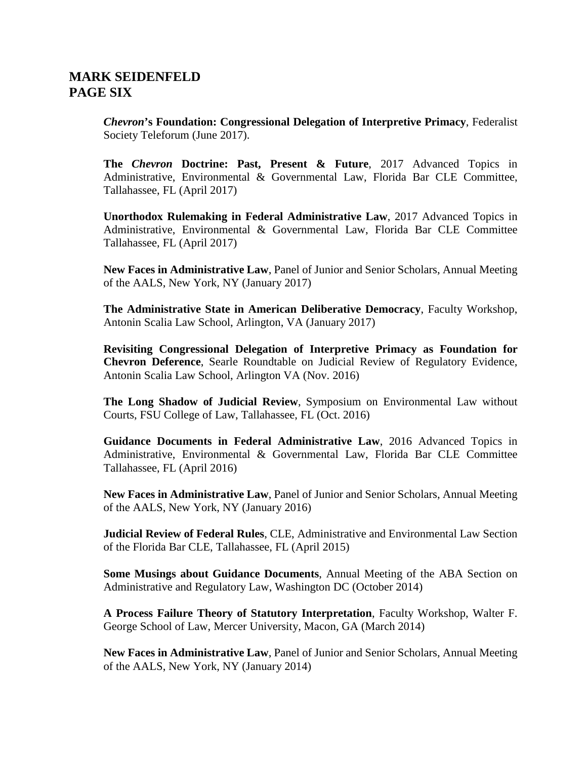***Chevron*'s Foundation: Congressional Delegation of Interpretive Primacy**, Federalist Society Teleforum (June 2017).

**The *Chevron* Doctrine: Past, Present & Future**, 2017 Advanced Topics in Administrative, Environmental & Governmental Law, Florida Bar CLE Committee, Tallahassee, FL (April 2017)

**Unorthodox Rulemaking in Federal Administrative Law**, 2017 Advanced Topics in Administrative, Environmental & Governmental Law, Florida Bar CLE Committee Tallahassee, FL (April 2017)

**New Faces in Administrative Law**, Panel of Junior and Senior Scholars, Annual Meeting of the AALS, New York, NY (January 2017)

**The Administrative State in American Deliberative Democracy**, Faculty Workshop, Antonin Scalia Law School, Arlington, VA (January 2017)

**Revisiting Congressional Delegation of Interpretive Primacy as Foundation for Chevron Deference**, Searle Roundtable on Judicial Review of Regulatory Evidence, Antonin Scalia Law School, Arlington VA (Nov. 2016)

**The Long Shadow of Judicial Review**, Symposium on Environmental Law without Courts, FSU College of Law, Tallahassee, FL (Oct. 2016)

**Guidance Documents in Federal Administrative Law**, 2016 Advanced Topics in Administrative, Environmental & Governmental Law, Florida Bar CLE Committee Tallahassee, FL (April 2016)

**New Faces in Administrative Law**, Panel of Junior and Senior Scholars, Annual Meeting of the AALS, New York, NY (January 2016)

**Judicial Review of Federal Rules**, CLE, Administrative and Environmental Law Section of the Florida Bar CLE, Tallahassee, FL (April 2015)

**Some Musings about Guidance Documents**, Annual Meeting of the ABA Section on Administrative and Regulatory Law, Washington DC (October 2014)

**A Process Failure Theory of Statutory Interpretation**, Faculty Workshop, Walter F. George School of Law, Mercer University, Macon, GA (March 2014)

**New Faces in Administrative Law**, Panel of Junior and Senior Scholars, Annual Meeting of the AALS, New York, NY (January 2014)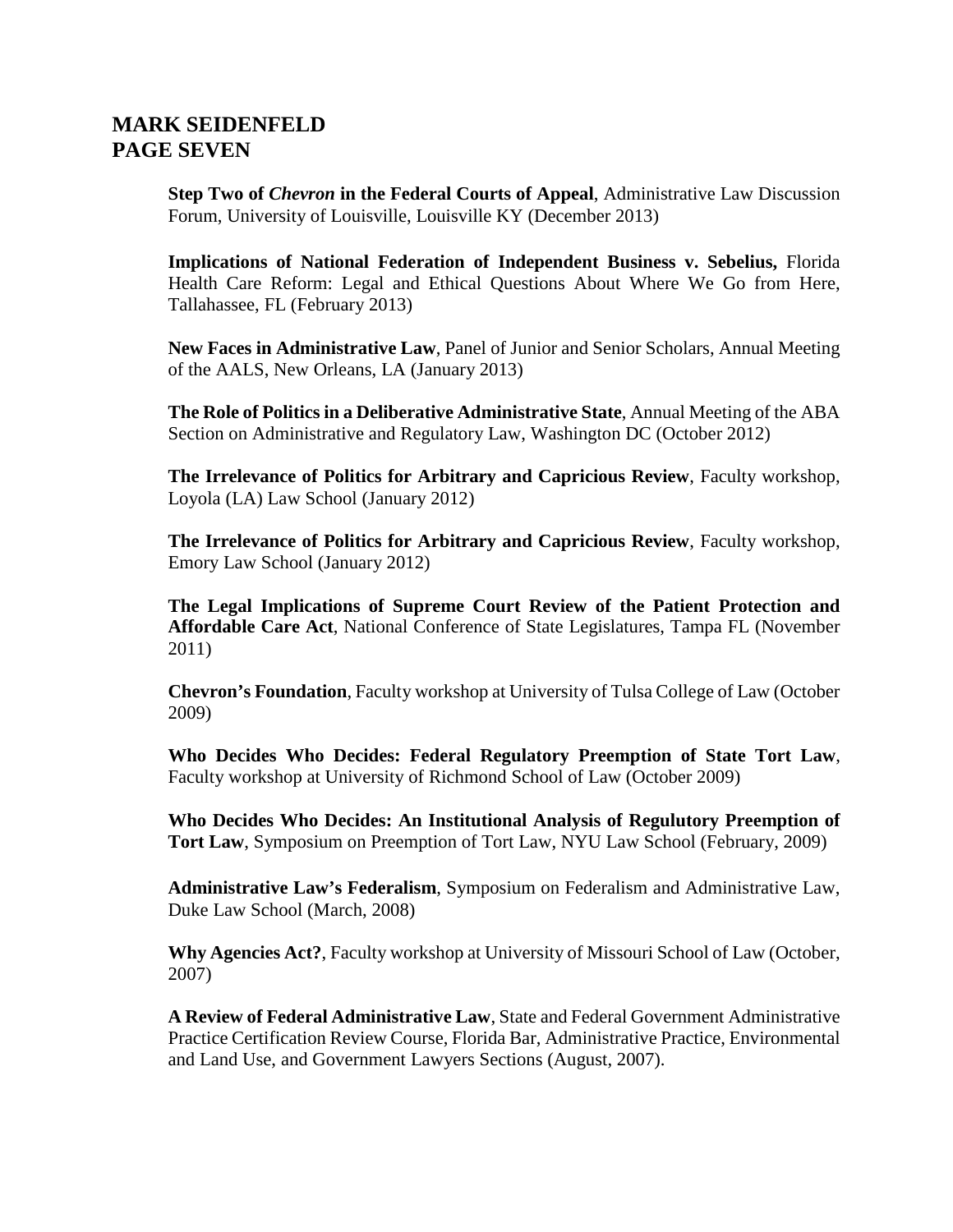**Step Two of *Chevron* in the Federal Courts of Appeal**, Administrative Law Discussion Forum, University of Louisville, Louisville KY (December 2013)

**Implications of National Federation of Independent Business v. Sebelius,** Florida Health Care Reform: Legal and Ethical Questions About Where We Go from Here, Tallahassee, FL (February 2013)

**New Faces in Administrative Law**, Panel of Junior and Senior Scholars, Annual Meeting of the AALS, New Orleans, LA (January 2013)

**The Role of Politics in a Deliberative Administrative State**, Annual Meeting of the ABA Section on Administrative and Regulatory Law, Washington DC (October 2012)

**The Irrelevance of Politics for Arbitrary and Capricious Review**, Faculty workshop, Loyola (LA) Law School (January 2012)

**The Irrelevance of Politics for Arbitrary and Capricious Review**, Faculty workshop, Emory Law School (January 2012)

**The Legal Implications of Supreme Court Review of the Patient Protection and Affordable Care Act**, National Conference of State Legislatures, Tampa FL (November 2011)

**Chevron's Foundation**, Faculty workshop at University of Tulsa College of Law (October 2009)

**Who Decides Who Decides: Federal Regulatory Preemption of State Tort Law**, Faculty workshop at University of Richmond School of Law (October 2009)

**Who Decides Who Decides: An Institutional Analysis of Regulutory Preemption of Tort Law**, Symposium on Preemption of Tort Law, NYU Law School (February, 2009)

**Administrative Law's Federalism**, Symposium on Federalism and Administrative Law, Duke Law School (March, 2008)

**Why Agencies Act?**, Faculty workshop at University of Missouri School of Law (October, 2007)

**A Review of Federal Administrative Law**, State and Federal Government Administrative Practice Certification Review Course, Florida Bar, Administrative Practice, Environmental and Land Use, and Government Lawyers Sections (August, 2007).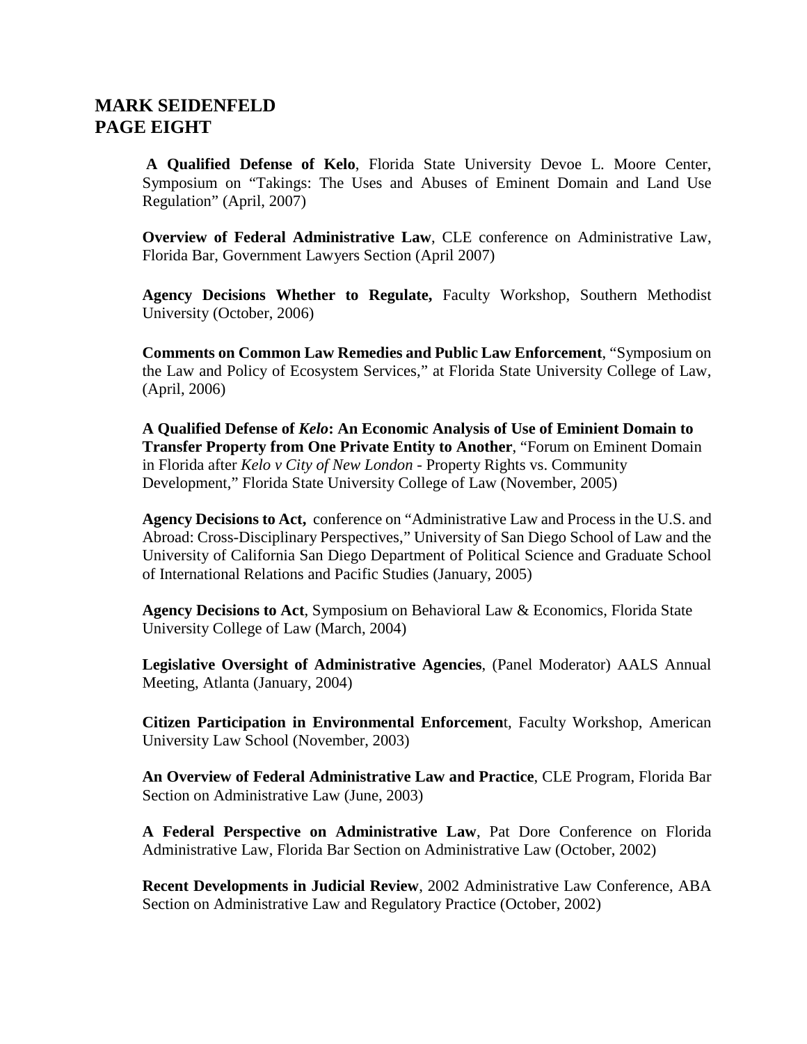**A Qualified Defense of Kelo**, Florida State University Devoe L. Moore Center, Symposium on "Takings: The Uses and Abuses of Eminent Domain and Land Use Regulation" (April, 2007)

**Overview of Federal Administrative Law**, CLE conference on Administrative Law, Florida Bar, Government Lawyers Section (April 2007)

**Agency Decisions Whether to Regulate,** Faculty Workshop, Southern Methodist University (October, 2006)

**Comments on Common Law Remedies and Public Law Enforcement**, "Symposium on the Law and Policy of Ecosystem Services," at Florida State University College of Law, (April, 2006)

**A Qualified Defense of *Kelo*: An Economic Analysis of Use of Eminient Domain to Transfer Property from One Private Entity to Another**, "Forum on Eminent Domain in Florida after *Kelo v City of New London* - Property Rights vs. Community Development," Florida State University College of Law (November, 2005)

**Agency Decisions to Act,** conference on "Administrative Law and Process in the U.S. and Abroad: Cross-Disciplinary Perspectives," University of San Diego School of Law and the University of California San Diego Department of Political Science and Graduate School of International Relations and Pacific Studies (January, 2005)

**Agency Decisions to Act**, Symposium on Behavioral Law & Economics, Florida State University College of Law (March, 2004)

**Legislative Oversight of Administrative Agencies**, (Panel Moderator) AALS Annual Meeting, Atlanta (January, 2004)

**Citizen Participation in Environmental Enforcemen**t, Faculty Workshop, American University Law School (November, 2003)

**An Overview of Federal Administrative Law and Practice**, CLE Program, Florida Bar Section on Administrative Law (June, 2003)

**A Federal Perspective on Administrative Law**, Pat Dore Conference on Florida Administrative Law, Florida Bar Section on Administrative Law (October, 2002)

**Recent Developments in Judicial Review**, 2002 Administrative Law Conference, ABA Section on Administrative Law and Regulatory Practice (October, 2002)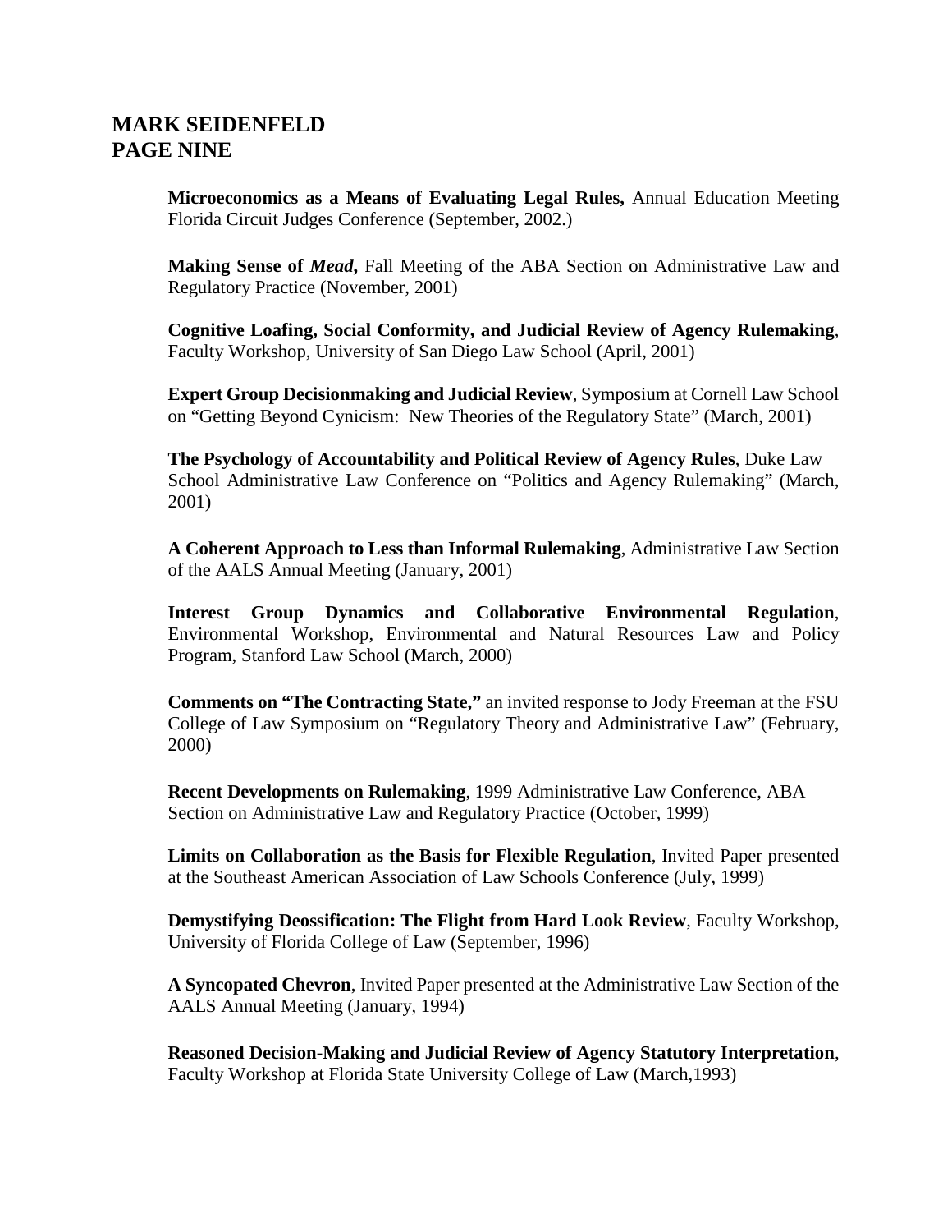**Microeconomics as a Means of Evaluating Legal Rules,** Annual Education Meeting Florida Circuit Judges Conference (September, 2002.)

**Making Sense of *Mead*,** Fall Meeting of the ABA Section on Administrative Law and Regulatory Practice (November, 2001)

**Cognitive Loafing, Social Conformity, and Judicial Review of Agency Rulemaking**, Faculty Workshop, University of San Diego Law School (April, 2001)

**Expert Group Decisionmaking and Judicial Review**, Symposium at Cornell Law School on "Getting Beyond Cynicism: New Theories of the Regulatory State" (March, 2001)

**The Psychology of Accountability and Political Review of Agency Rules**, Duke Law School Administrative Law Conference on "Politics and Agency Rulemaking" (March, 2001)

**A Coherent Approach to Less than Informal Rulemaking**, Administrative Law Section of the AALS Annual Meeting (January, 2001)

**Interest Group Dynamics and Collaborative Environmental Regulation**, Environmental Workshop, Environmental and Natural Resources Law and Policy Program, Stanford Law School (March, 2000)

**Comments on "The Contracting State,"** an invited response to Jody Freeman at the FSU College of Law Symposium on "Regulatory Theory and Administrative Law" (February, 2000)

**Recent Developments on Rulemaking**, 1999 Administrative Law Conference, ABA Section on Administrative Law and Regulatory Practice (October, 1999)

**Limits on Collaboration as the Basis for Flexible Regulation**, Invited Paper presented at the Southeast American Association of Law Schools Conference (July, 1999)

**Demystifying Deossification: The Flight from Hard Look Review**, Faculty Workshop, University of Florida College of Law (September, 1996)

**A Syncopated Chevron**, Invited Paper presented at the Administrative Law Section of the AALS Annual Meeting (January, 1994)

**Reasoned Decision-Making and Judicial Review of Agency Statutory Interpretation**, Faculty Workshop at Florida State University College of Law (March,1993)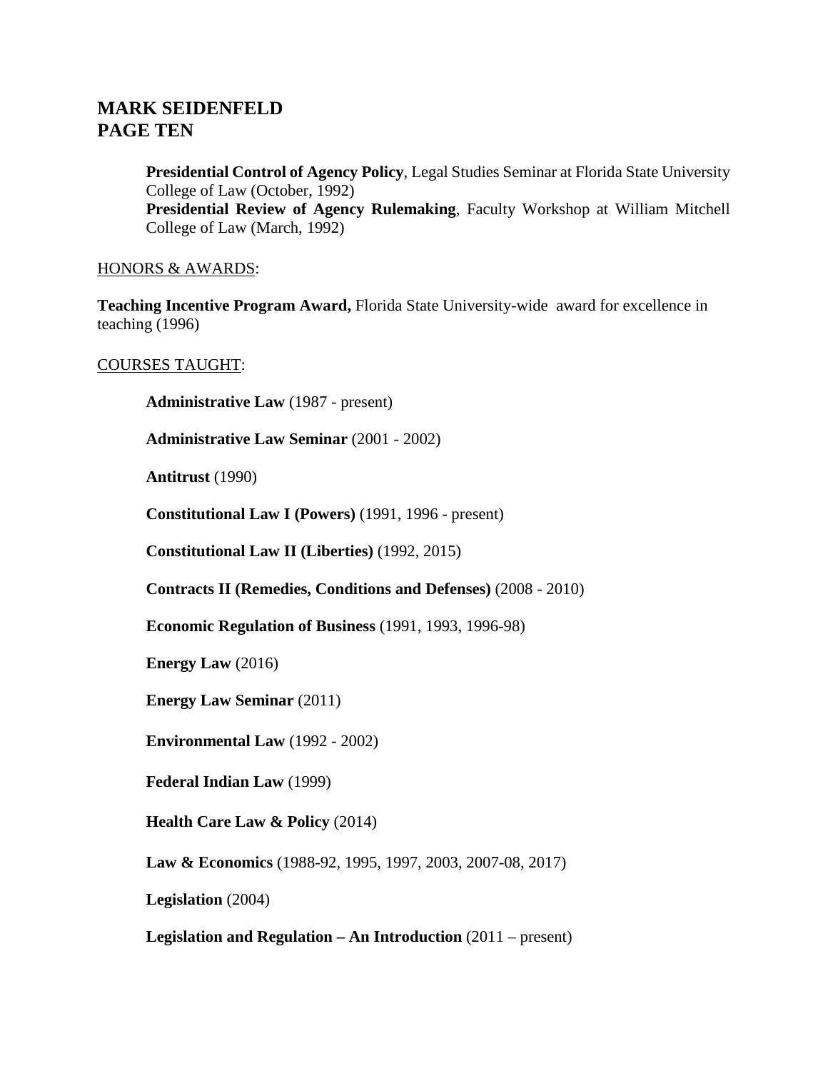**Presidential Control of Agency Policy**, Legal Studies Seminar at Florida State University College of Law (October, 1992)
**Presidential Review of Agency Rulemaking**, Faculty Workshop at William Mitchell College of Law (March, 1992)

<u>HONORS & AWARDS</u>:

**Teaching Incentive Program Award,** Florida State University-wide award for excellence in teaching (1996)

<u>COURSES TAUGHT</u>:

**Administrative Law** (1987 - present)

**Administrative Law Seminar** (2001 - 2002)

**Antitrust** (1990)

**Constitutional Law I (Powers)** (1991, 1996 - present)

**Constitutional Law II (Liberties)** (1992, 2015)

**Contracts II (Remedies, Conditions and Defenses)** (2008 - 2010)

**Economic Regulation of Business** (1991, 1993, 1996-98)

**Energy Law** (2016)

**Energy Law Seminar** (2011)

**Environmental Law** (1992 - 2002)

**Federal Indian Law** (1999)

**Health Care Law & Policy** (2014)

**Law & Economics** (1988-92, 1995, 1997, 2003, 2007-08, 2017)

**Legislation** (2004)

**Legislation and Regulation – An Introduction** (2011 – present)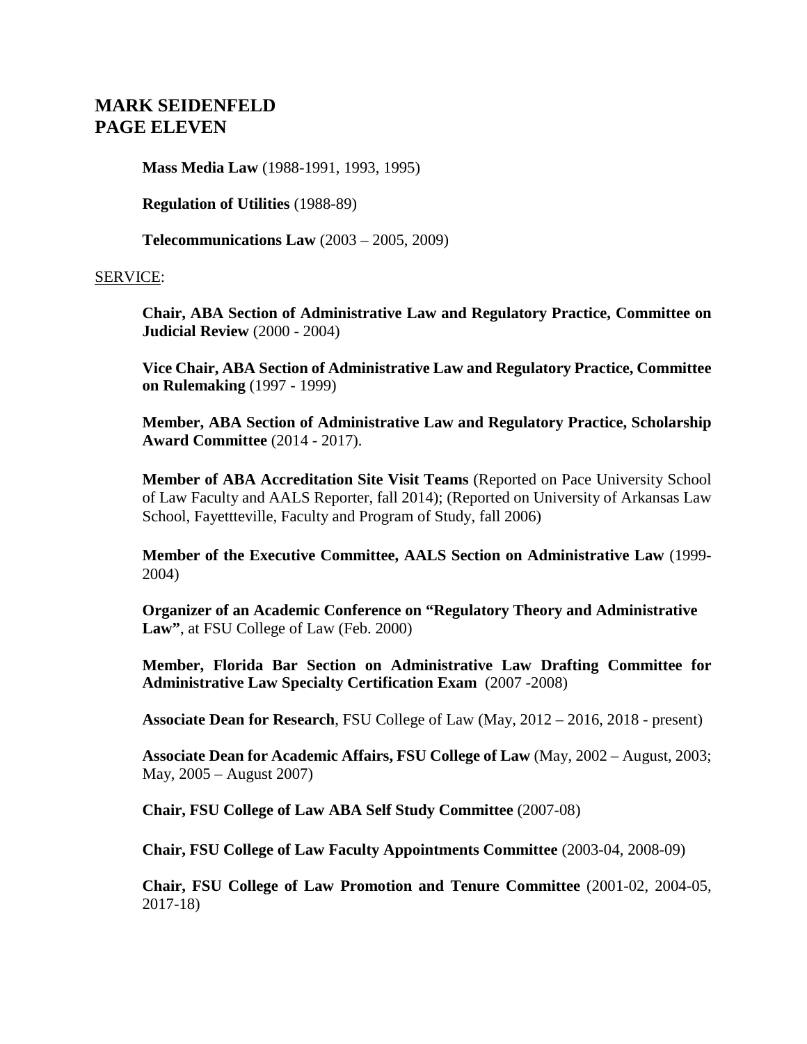**Mass Media Law** (1988-1991, 1993, 1995)

**Regulation of Utilities** (1988-89)

**Telecommunications Law** (2003 – 2005, 2009)

SERVICE:

**Chair, ABA Section of Administrative Law and Regulatory Practice, Committee on Judicial Review** (2000 - 2004)

**Vice Chair, ABA Section of Administrative Law and Regulatory Practice, Committee on Rulemaking** (1997 - 1999)

**Member, ABA Section of Administrative Law and Regulatory Practice, Scholarship Award Committee** (2014 - 2017).

**Member of ABA Accreditation Site Visit Teams** (Reported on Pace University School of Law Faculty and AALS Reporter, fall 2014); (Reported on University of Arkansas Law School, Fayettteville, Faculty and Program of Study, fall 2006)

**Member of the Executive Committee, AALS Section on Administrative Law** (1999-2004)

**Organizer of an Academic Conference on "Regulatory Theory and Administrative Law"**, at FSU College of Law (Feb. 2000)

**Member, Florida Bar Section on Administrative Law Drafting Committee for Administrative Law Specialty Certification Exam** (2007 -2008)

**Associate Dean for Research**, FSU College of Law (May, 2012 – 2016, 2018 - present)

**Associate Dean for Academic Affairs, FSU College of Law** (May, 2002 – August, 2003; May, 2005 – August 2007)

**Chair, FSU College of Law ABA Self Study Committee** (2007-08)

**Chair, FSU College of Law Faculty Appointments Committee** (2003-04, 2008-09)

**Chair, FSU College of Law Promotion and Tenure Committee** (2001-02, 2004-05, 2017-18)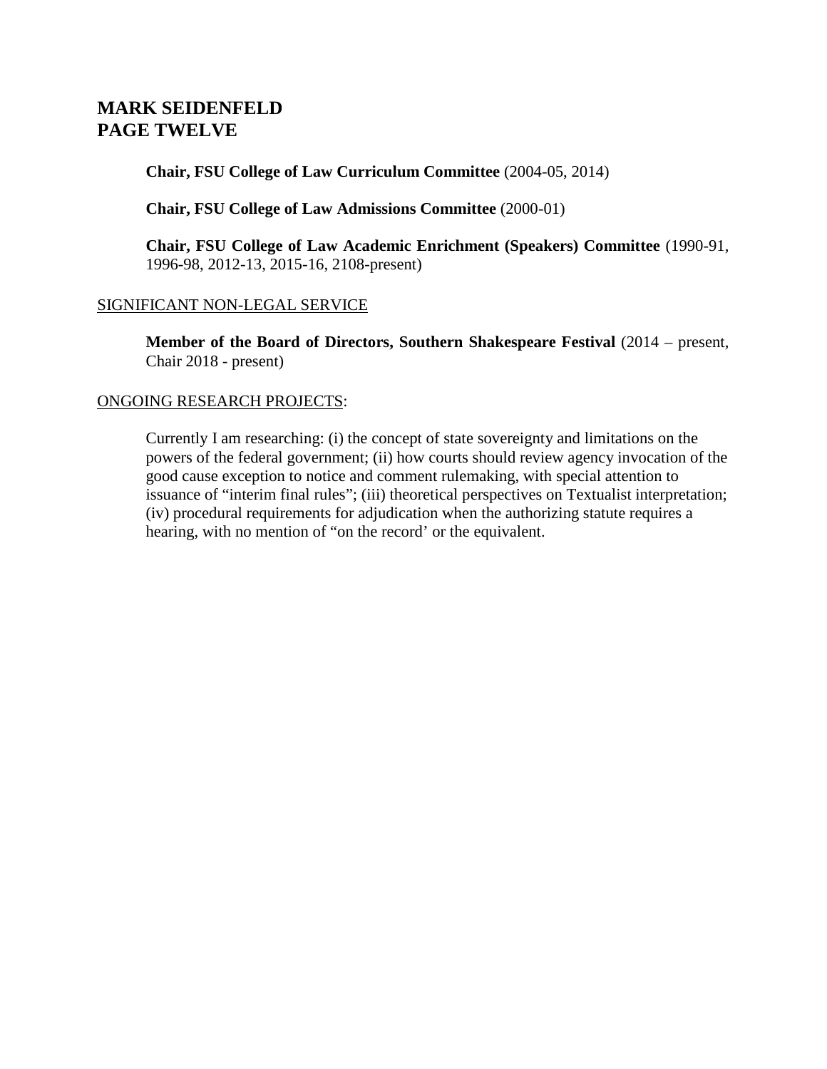**Chair, FSU College of Law Curriculum Committee** (2004-05, 2014)

**Chair, FSU College of Law Admissions Committee** (2000-01)

**Chair, FSU College of Law Academic Enrichment (Speakers) Committee** (1990-91, 1996-98, 2012-13, 2015-16, 2108-present)

SIGNIFICANT NON-LEGAL SERVICE

**Member of the Board of Directors, Southern Shakespeare Festival** (2014 – present, Chair 2018 - present)

ONGOING RESEARCH PROJECTS:

Currently I am researching: (i) the concept of state sovereignty and limitations on the powers of the federal government; (ii) how courts should review agency invocation of the good cause exception to notice and comment rulemaking, with special attention to issuance of "interim final rules"; (iii) theoretical perspectives on Textualist interpretation; (iv) procedural requirements for adjudication when the authorizing statute requires a hearing, with no mention of "on the record' or the equivalent.